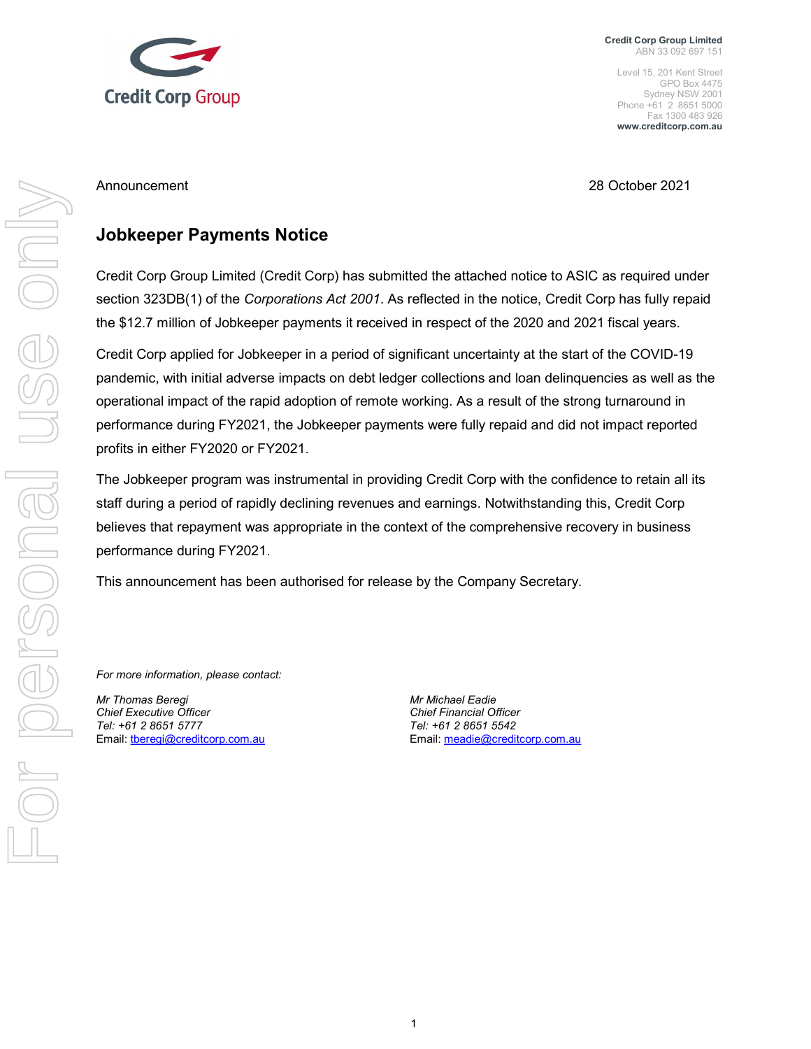**Credit Corp Group Limited**
ABN 33 092 697 151

Level 15, 201 Kent Street
GPO Box 4475
Sydney NSW 2001
Phone +61 2 8651 5000
Fax 1300 483 926
**www.creditcorp.com.au**

Announcement

28 October 2021

# Jobkeeper Payments Notice

Credit Corp Group Limited (Credit Corp) has submitted the attached notice to ASIC as required under section 323DB(1) of the *Corporations Act 2001*. As reflected in the notice, Credit Corp has fully repaid the $12.7 million of Jobkeeper payments it received in respect of the 2020 and 2021 fiscal years.

Credit Corp applied for Jobkeeper in a period of significant uncertainty at the start of the COVID-19 pandemic, with initial adverse impacts on debt ledger collections and loan delinquencies as well as the operational impact of the rapid adoption of remote working. As a result of the strong turnaround in performance during FY2021, the Jobkeeper payments were fully repaid and did not impact reported profits in either FY2020 or FY2021.

The Jobkeeper program was instrumental in providing Credit Corp with the confidence to retain all its staff during a period of rapidly declining revenues and earnings. Notwithstanding this, Credit Corp believes that repayment was appropriate in the context of the comprehensive recovery in business performance during FY2021.

This announcement has been authorised for release by the Company Secretary.

*For more information, please contact:*

*Mr Thomas Beregi*
*Chief Executive Officer*
*Tel: +61 2 8651 5777*
Email: tberegi@creditcorp.com.au

*Mr Michael Eadie*
*Chief Financial Officer*
*Tel: +61 2 8651 5542*
Email: meadie@creditcorp.com.au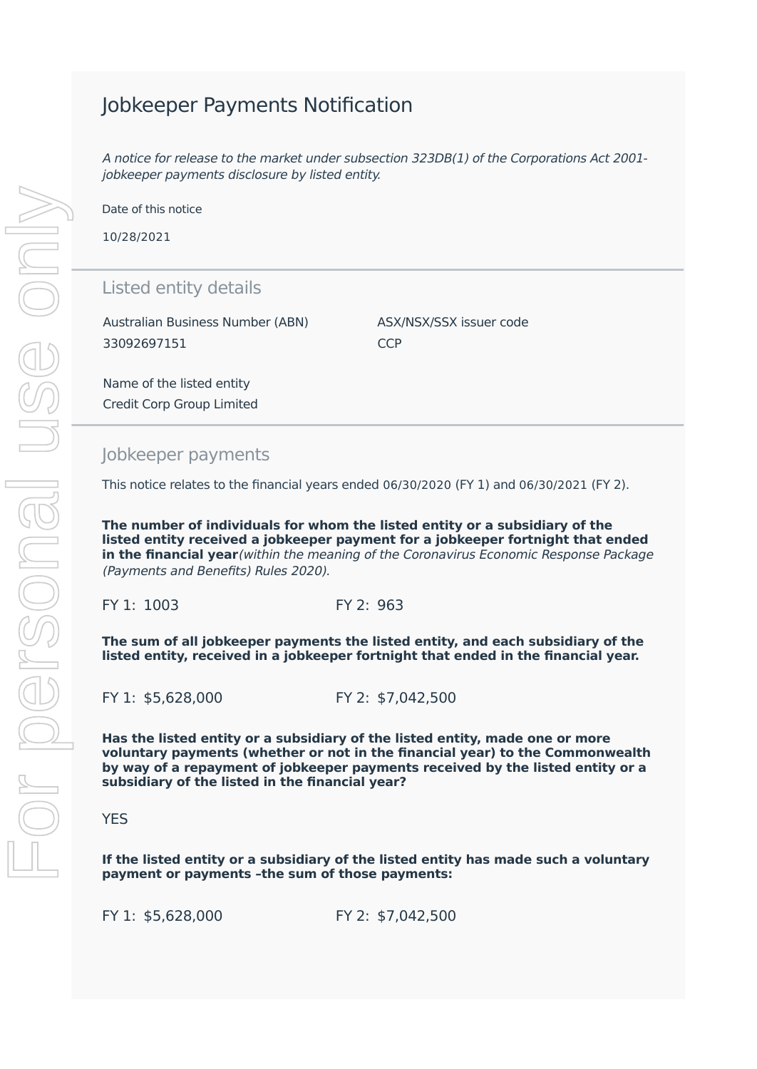# Jobkeeper Payments Notification

*A notice for release to the market under subsection 323DB(1) of the Corporations Act 2001- jobkeeper payments disclosure by listed entity.*

Date of this notice

10/28/2021

## Listed entity details

Australian Business Number (ABN)

33092697151

ASX/NSX/SSX issuer code

CCP

Name of the listed entity

Credit Corp Group Limited

## Jobkeeper payments

This notice relates to the financial years ended 06/30/2020 (FY 1) and 06/30/2021 (FY 2).

**The number of individuals for whom the listed entity or a subsidiary of the listed entity received a jobkeeper payment for a jobkeeper fortnight that ended in the financial year***(within the meaning of the Coronavirus Economic Response Package (Payments and Benefits) Rules 2020).*

FY 1: 1003

FY 2: 963

**The sum of all jobkeeper payments the listed entity, and each subsidiary of the listed entity, received in a jobkeeper fortnight that ended in the financial year.**

FY 1: $5,628,000

FY 2: $7,042,500

**Has the listed entity or a subsidiary of the listed entity, made one or more voluntary payments (whether or not in the financial year) to the Commonwealth by way of a repayment of jobkeeper payments received by the listed entity or a subsidiary of the listed in the financial year?**

YES

**If the listed entity or a subsidiary of the listed entity has made such a voluntary payment or payments –the sum of those payments:**

FY 1: $5,628,000

FY 2: $7,042,500